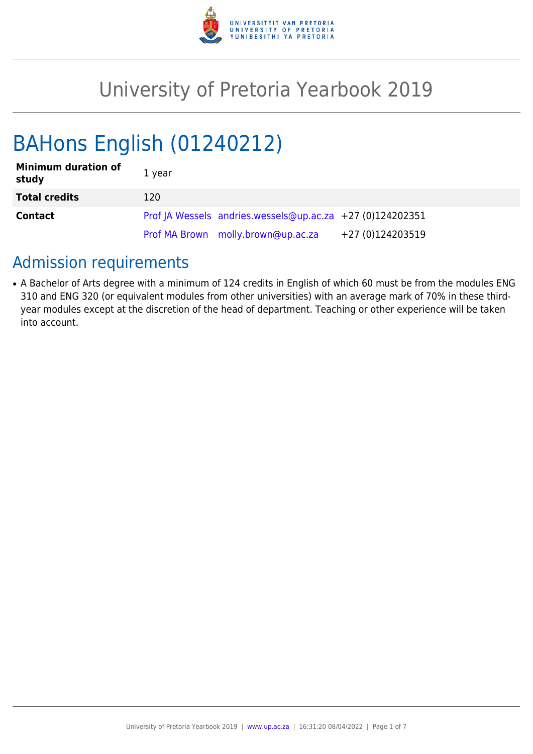# University of Pretoria Yearbook 2019

## BAHons English (01240212)

| | | | |
|---|---|---|---|
| **Minimum duration of study** | 1 year | | |
| **Total credits** | 120 | | |
| **Contact** | Prof JA Wessels | andries.wessels@up.ac.za | +27 (0)124202351 |
| | Prof MA Brown | molly.brown@up.ac.za | +27 (0)124203519 |

## Admission requirements

- A Bachelor of Arts degree with a minimum of 124 credits in English of which 60 must be from the modules ENG 310 and ENG 320 (or equivalent modules from other universities) with an average mark of 70% in these third-year modules except at the discretion of the head of department. Teaching or other experience will be taken into account.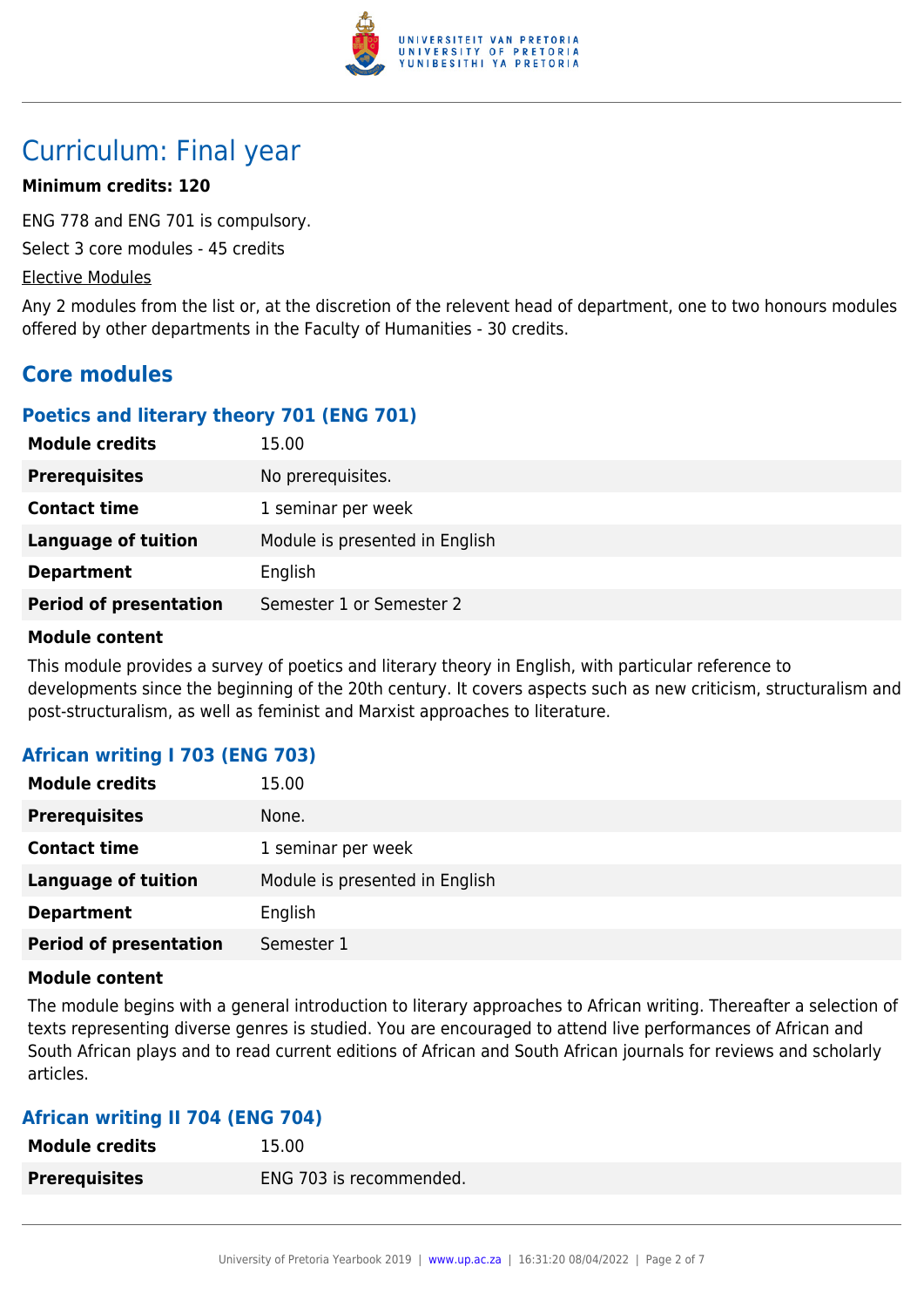# Curriculum: Final year

**Minimum credits: 120**

ENG 778 and ENG 701 is compulsory.

Select 3 core modules - 45 credits

Elective Modules

Any 2 modules from the list or, at the discretion of the relevent head of department, one to two honours modules offered by other departments in the Faculty of Humanities - 30 credits.

## Core modules

### Poetics and literary theory 701 (ENG 701)

| | |
|---|---|
| **Module credits** | 15.00 |
| **Prerequisites** | No prerequisites. |
| **Contact time** | 1 seminar per week |
| **Language of tuition** | Module is presented in English |
| **Department** | English |
| **Period of presentation** | Semester 1 or Semester 2 |

**Module content**

This module provides a survey of poetics and literary theory in English, with particular reference to developments since the beginning of the 20th century. It covers aspects such as new criticism, structuralism and post-structuralism, as well as feminist and Marxist approaches to literature.

### African writing I 703 (ENG 703)

| | |
|---|---|
| **Module credits** | 15.00 |
| **Prerequisites** | None. |
| **Contact time** | 1 seminar per week |
| **Language of tuition** | Module is presented in English |
| **Department** | English |
| **Period of presentation** | Semester 1 |

**Module content**

The module begins with a general introduction to literary approaches to African writing. Thereafter a selection of texts representing diverse genres is studied. You are encouraged to attend live performances of African and South African plays and to read current editions of African and South African journals for reviews and scholarly articles.

### African writing II 704 (ENG 704)

| | |
|---|---|
| **Module credits** | 15.00 |
| **Prerequisites** | ENG 703 is recommended. |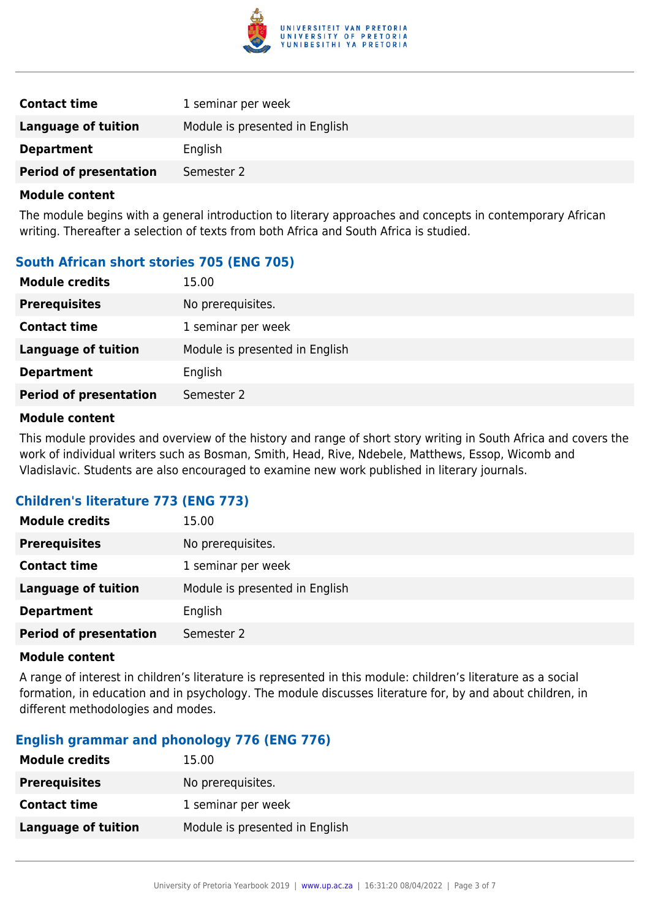| | |
|---|---|
| **Contact time** | 1 seminar per week |
| **Language of tuition** | Module is presented in English |
| **Department** | English |
| **Period of presentation** | Semester 2 |

**Module content**

The module begins with a general introduction to literary approaches and concepts in contemporary African writing. Thereafter a selection of texts from both Africa and South Africa is studied.

### South African short stories 705 (ENG 705)

| | |
|---|---|
| **Module credits** | 15.00 |
| **Prerequisites** | No prerequisites. |
| **Contact time** | 1 seminar per week |
| **Language of tuition** | Module is presented in English |
| **Department** | English |
| **Period of presentation** | Semester 2 |

**Module content**

This module provides and overview of the history and range of short story writing in South Africa and covers the work of individual writers such as Bosman, Smith, Head, Rive, Ndebele, Matthews, Essop, Wicomb and Vladislavic. Students are also encouraged to examine new work published in literary journals.

### Children's literature 773 (ENG 773)

| | |
|---|---|
| **Module credits** | 15.00 |
| **Prerequisites** | No prerequisites. |
| **Contact time** | 1 seminar per week |
| **Language of tuition** | Module is presented in English |
| **Department** | English |
| **Period of presentation** | Semester 2 |

**Module content**

A range of interest in children's literature is represented in this module: children's literature as a social formation, in education and in psychology. The module discusses literature for, by and about children, in different methodologies and modes.

### English grammar and phonology 776 (ENG 776)

| | |
|---|---|
| **Module credits** | 15.00 |
| **Prerequisites** | No prerequisites. |
| **Contact time** | 1 seminar per week |
| **Language of tuition** | Module is presented in English |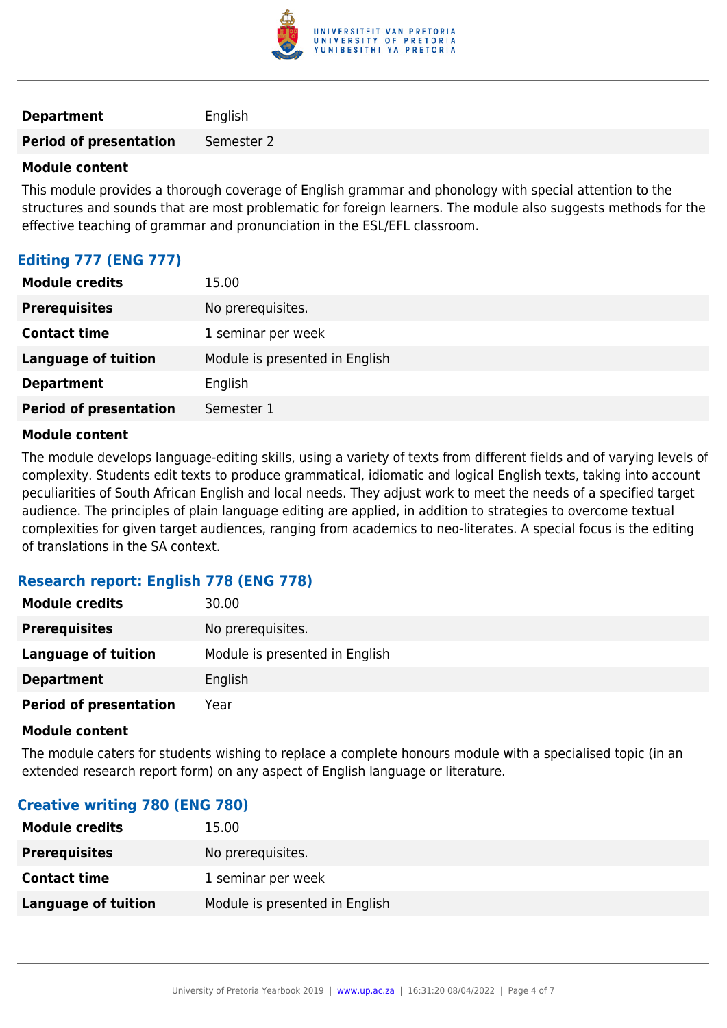| | |
|---|---|
| **Department** | English |
| **Period of presentation** | Semester 2 |

**Module content**

This module provides a thorough coverage of English grammar and phonology with special attention to the structures and sounds that are most problematic for foreign learners. The module also suggests methods for the effective teaching of grammar and pronunciation in the ESL/EFL classroom.

### Editing 777 (ENG 777)

| | |
|---|---|
| **Module credits** | 15.00 |
| **Prerequisites** | No prerequisites. |
| **Contact time** | 1 seminar per week |
| **Language of tuition** | Module is presented in English |
| **Department** | English |
| **Period of presentation** | Semester 1 |

**Module content**

The module develops language-editing skills, using a variety of texts from different fields and of varying levels of complexity. Students edit texts to produce grammatical, idiomatic and logical English texts, taking into account peculiarities of South African English and local needs. They adjust work to meet the needs of a specified target audience. The principles of plain language editing are applied, in addition to strategies to overcome textual complexities for given target audiences, ranging from academics to neo-literates. A special focus is the editing of translations in the SA context.

### Research report: English 778 (ENG 778)

| | |
|---|---|
| **Module credits** | 30.00 |
| **Prerequisites** | No prerequisites. |
| **Language of tuition** | Module is presented in English |
| **Department** | English |
| **Period of presentation** | Year |

**Module content**

The module caters for students wishing to replace a complete honours module with a specialised topic (in an extended research report form) on any aspect of English language or literature.

### Creative writing 780 (ENG 780)

| | |
|---|---|
| **Module credits** | 15.00 |
| **Prerequisites** | No prerequisites. |
| **Contact time** | 1 seminar per week |
| **Language of tuition** | Module is presented in English |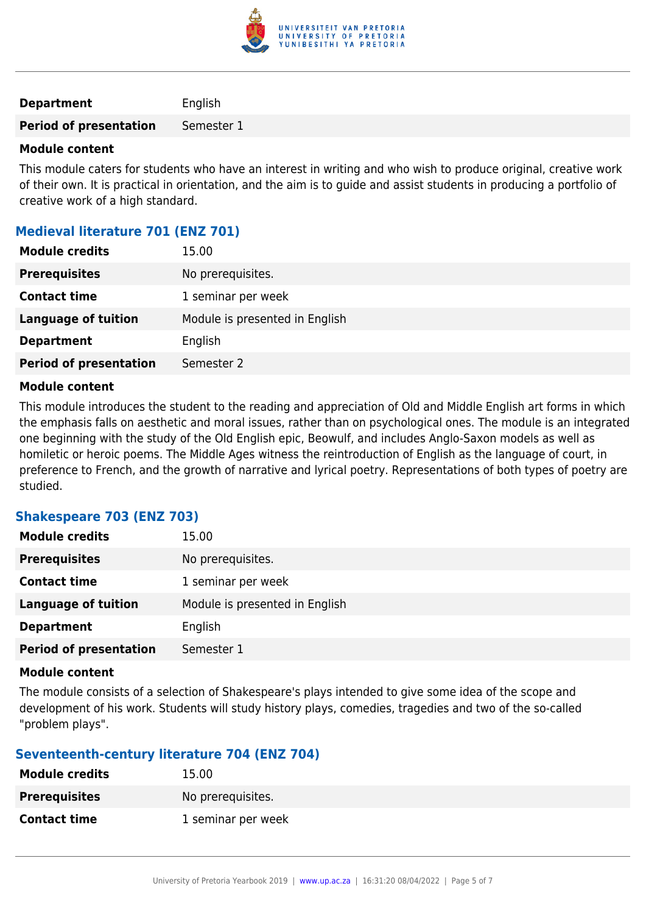| | |
|---|---|
| **Department** | English |
| **Period of presentation** | Semester 1 |

**Module content**

This module caters for students who have an interest in writing and who wish to produce original, creative work of their own. It is practical in orientation, and the aim is to guide and assist students in producing a portfolio of creative work of a high standard.

### Medieval literature 701 (ENZ 701)

| | |
|---|---|
| **Module credits** | 15.00 |
| **Prerequisites** | No prerequisites. |
| **Contact time** | 1 seminar per week |
| **Language of tuition** | Module is presented in English |
| **Department** | English |
| **Period of presentation** | Semester 2 |

**Module content**

This module introduces the student to the reading and appreciation of Old and Middle English art forms in which the emphasis falls on aesthetic and moral issues, rather than on psychological ones. The module is an integrated one beginning with the study of the Old English epic, Beowulf, and includes Anglo-Saxon models as well as homiletic or heroic poems. The Middle Ages witness the reintroduction of English as the language of court, in preference to French, and the growth of narrative and lyrical poetry. Representations of both types of poetry are studied.

### Shakespeare 703 (ENZ 703)

| | |
|---|---|
| **Module credits** | 15.00 |
| **Prerequisites** | No prerequisites. |
| **Contact time** | 1 seminar per week |
| **Language of tuition** | Module is presented in English |
| **Department** | English |
| **Period of presentation** | Semester 1 |

**Module content**

The module consists of a selection of Shakespeare's plays intended to give some idea of the scope and development of his work. Students will study history plays, comedies, tragedies and two of the so-called "problem plays".

### Seventeenth-century literature 704 (ENZ 704)

| | |
|---|---|
| **Module credits** | 15.00 |
| **Prerequisites** | No prerequisites. |
| **Contact time** | 1 seminar per week |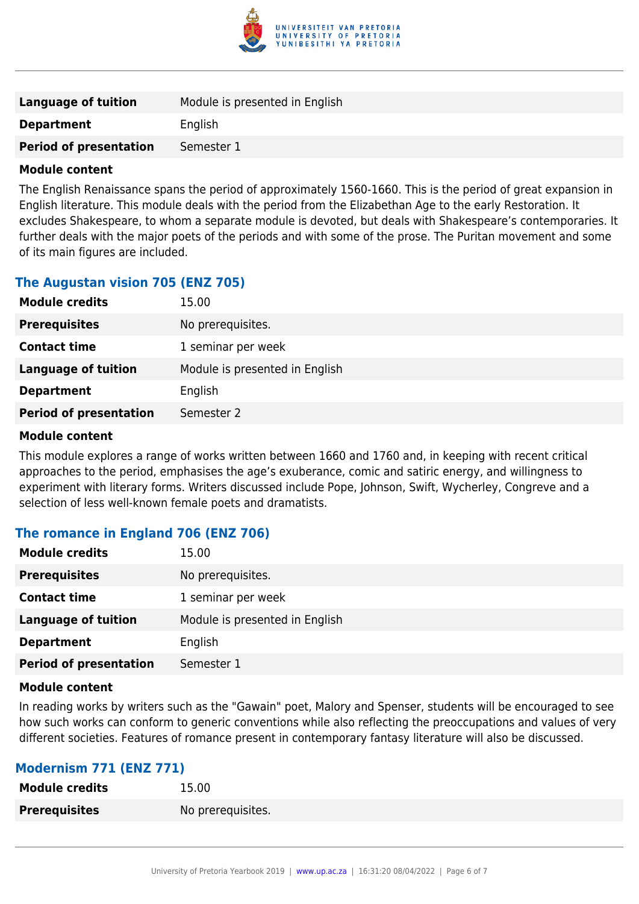| | |
|---|---|
| **Language of tuition** | Module is presented in English |
| **Department** | English |
| **Period of presentation** | Semester 1 |

**Module content**

The English Renaissance spans the period of approximately 1560-1660. This is the period of great expansion in English literature. This module deals with the period from the Elizabethan Age to the early Restoration. It excludes Shakespeare, to whom a separate module is devoted, but deals with Shakespeare's contemporaries. It further deals with the major poets of the periods and with some of the prose. The Puritan movement and some of its main figures are included.

### The Augustan vision 705 (ENZ 705)

| | |
|---|---|
| **Module credits** | 15.00 |
| **Prerequisites** | No prerequisites. |
| **Contact time** | 1 seminar per week |
| **Language of tuition** | Module is presented in English |
| **Department** | English |
| **Period of presentation** | Semester 2 |

**Module content**

This module explores a range of works written between 1660 and 1760 and, in keeping with recent critical approaches to the period, emphasises the age's exuberance, comic and satiric energy, and willingness to experiment with literary forms. Writers discussed include Pope, Johnson, Swift, Wycherley, Congreve and a selection of less well-known female poets and dramatists.

### The romance in England 706 (ENZ 706)

| | |
|---|---|
| **Module credits** | 15.00 |
| **Prerequisites** | No prerequisites. |
| **Contact time** | 1 seminar per week |
| **Language of tuition** | Module is presented in English |
| **Department** | English |
| **Period of presentation** | Semester 1 |

**Module content**

In reading works by writers such as the "Gawain" poet, Malory and Spenser, students will be encouraged to see how such works can conform to generic conventions while also reflecting the preoccupations and values of very different societies. Features of romance present in contemporary fantasy literature will also be discussed.

### Modernism 771 (ENZ 771)

| | |
|---|---|
| **Module credits** | 15.00 |
| **Prerequisites** | No prerequisites. |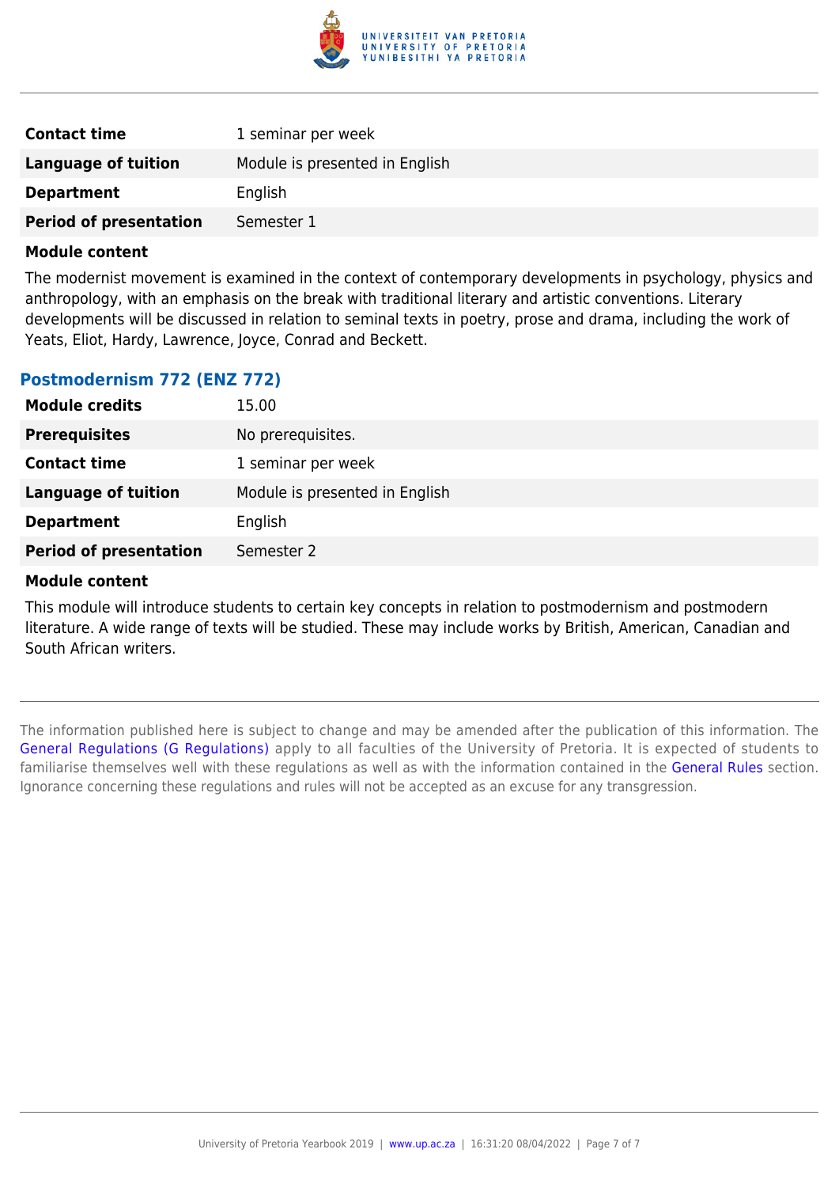| | |
|---|---|
| **Contact time** | 1 seminar per week |
| **Language of tuition** | Module is presented in English |
| **Department** | English |
| **Period of presentation** | Semester 1 |

**Module content**

The modernist movement is examined in the context of contemporary developments in psychology, physics and anthropology, with an emphasis on the break with traditional literary and artistic conventions. Literary developments will be discussed in relation to seminal texts in poetry, prose and drama, including the work of Yeats, Eliot, Hardy, Lawrence, Joyce, Conrad and Beckett.

### Postmodernism 772 (ENZ 772)

| | |
|---|---|
| **Module credits** | 15.00 |
| **Prerequisites** | No prerequisites. |
| **Contact time** | 1 seminar per week |
| **Language of tuition** | Module is presented in English |
| **Department** | English |
| **Period of presentation** | Semester 2 |

**Module content**

This module will introduce students to certain key concepts in relation to postmodernism and postmodern literature. A wide range of texts will be studied. These may include works by British, American, Canadian and South African writers.

---

The information published here is subject to change and may be amended after the publication of this information. The General Regulations (G Regulations) apply to all faculties of the University of Pretoria. It is expected of students to familiarise themselves well with these regulations as well as with the information contained in the General Rules section. Ignorance concerning these regulations and rules will not be accepted as an excuse for any transgression.